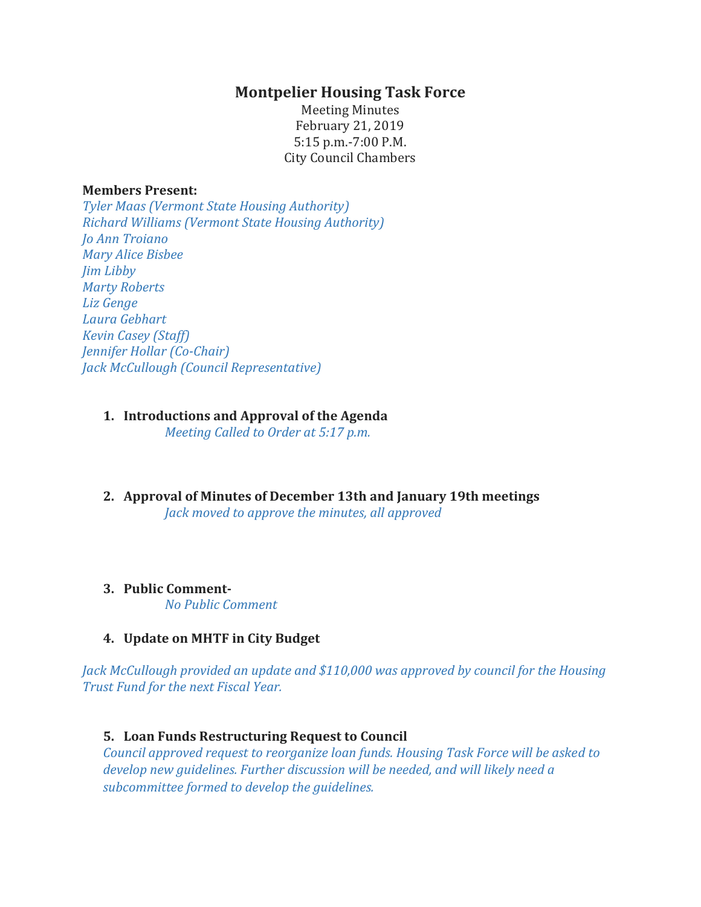# Montpelier Housing Task Force

Meeting Minutes
February 21, 2019
5:15 p.m.-7:00 P.M.
City Council Chambers

**Members Present:**
*Tyler Maas (Vermont State Housing Authority)*
*Richard Williams (Vermont State Housing Authority)*
*Jo Ann Troiano*
*Mary Alice Bisbee*
*Jim Libby*
*Marty Roberts*
*Liz Genge*
*Laura Gebhart*
*Kevin Casey (Staff)*
*Jennifer Hollar (Co-Chair)*
*Jack McCullough (Council Representative)*

1. **Introductions and Approval of the Agenda**
   *Meeting Called to Order at 5:17 p.m.*

2. **Approval of Minutes of December 13th and January 19th meetings**
   *Jack moved to approve the minutes, all approved*

3. **Public Comment-**
   *No Public Comment*

4. **Update on MHTF in City Budget**

*Jack McCullough provided an update and $110,000 was approved by council for the Housing Trust Fund for the next Fiscal Year.*

5. **Loan Funds Restructuring Request to Council**
   *Council approved request to reorganize loan funds. Housing Task Force will be asked to develop new guidelines. Further discussion will be needed, and will likely need a subcommittee formed to develop the guidelines.*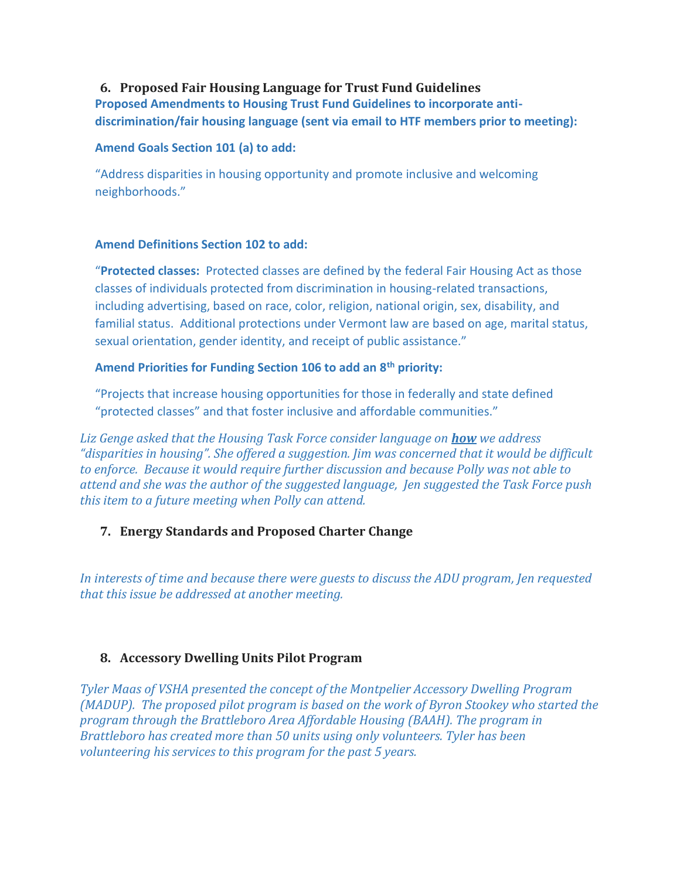## 6. Proposed Fair Housing Language for Trust Fund Guidelines

**Proposed Amendments to Housing Trust Fund Guidelines to incorporate anti-discrimination/fair housing language (sent via email to HTF members prior to meeting):**

**Amend Goals Section 101 (a) to add:**

"Address disparities in housing opportunity and promote inclusive and welcoming neighborhoods."

**Amend Definitions Section 102 to add:**

"**Protected classes:** Protected classes are defined by the federal Fair Housing Act as those classes of individuals protected from discrimination in housing-related transactions, including advertising, based on race, color, religion, national origin, sex, disability, and familial status. Additional protections under Vermont law are based on age, marital status, sexual orientation, gender identity, and receipt of public assistance."

**Amend Priorities for Funding Section 106 to add an 8th priority:**

"Projects that increase housing opportunities for those in federally and state defined "protected classes" and that foster inclusive and affordable communities."

*Liz Genge asked that the Housing Task Force consider language on* ***how*** *we address "disparities in housing". She offered a suggestion. Jim was concerned that it would be difficult to enforce. Because it would require further discussion and because Polly was not able to attend and she was the author of the suggested language, Jen suggested the Task Force push this item to a future meeting when Polly can attend.*

## 7. Energy Standards and Proposed Charter Change

*In interests of time and because there were guests to discuss the ADU program, Jen requested that this issue be addressed at another meeting.*

## 8. Accessory Dwelling Units Pilot Program

*Tyler Maas of VSHA presented the concept of the Montpelier Accessory Dwelling Program (MADUP). The proposed pilot program is based on the work of Byron Stookey who started the program through the Brattleboro Area Affordable Housing (BAAH). The program in Brattleboro has created more than 50 units using only volunteers. Tyler has been volunteering his services to this program for the past 5 years.*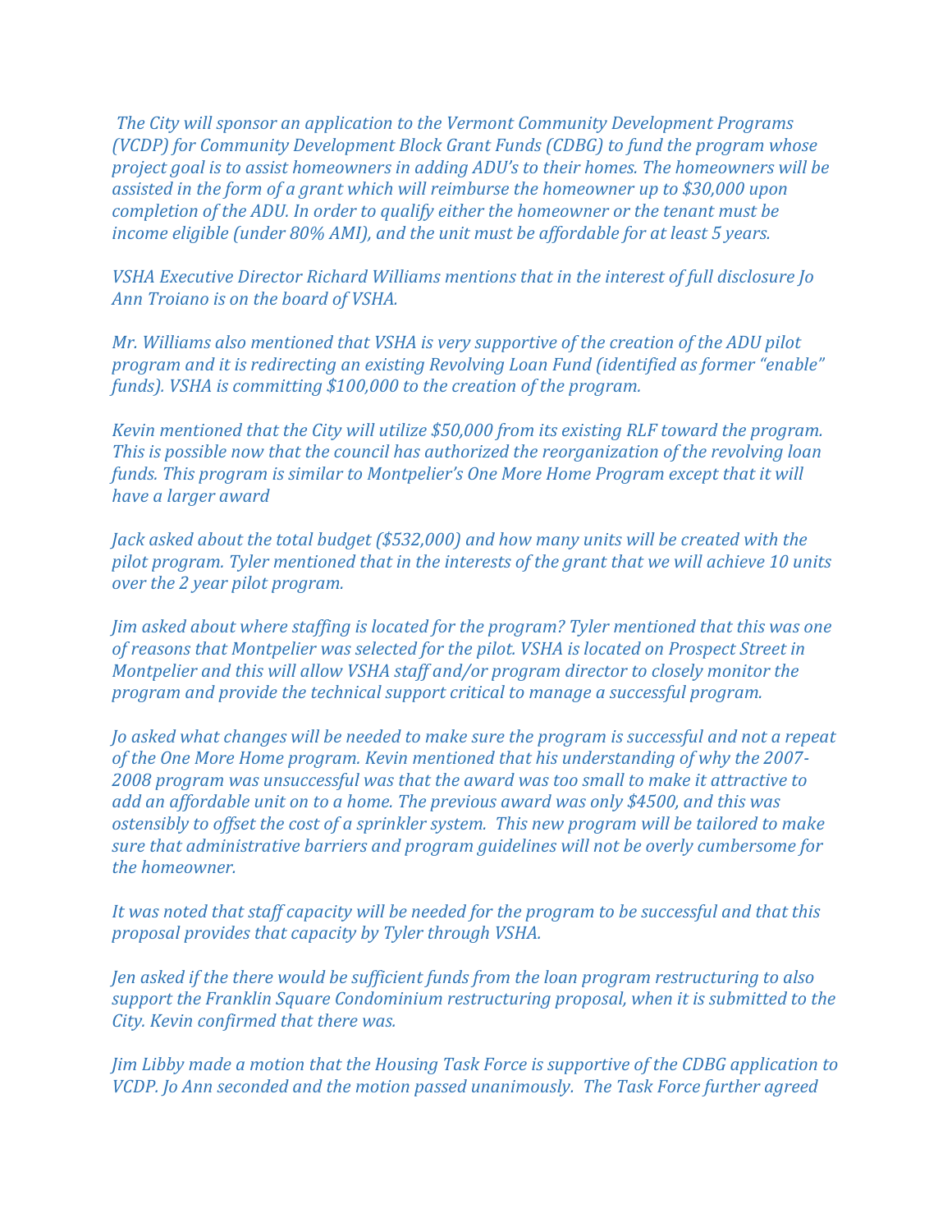*The City will sponsor an application to the Vermont Community Development Programs (VCDP) for Community Development Block Grant Funds (CDBG) to fund the program whose project goal is to assist homeowners in adding ADU's to their homes. The homeowners will be assisted in the form of a grant which will reimburse the homeowner up to $30,000 upon completion of the ADU. In order to qualify either the homeowner or the tenant must be income eligible (under 80% AMI), and the unit must be affordable for at least 5 years.*

*VSHA Executive Director Richard Williams mentions that in the interest of full disclosure Jo Ann Troiano is on the board of VSHA.*

*Mr. Williams also mentioned that VSHA is very supportive of the creation of the ADU pilot program and it is redirecting an existing Revolving Loan Fund (identified as former "enable" funds). VSHA is committing $100,000 to the creation of the program.*

*Kevin mentioned that the City will utilize $50,000 from its existing RLF toward the program. This is possible now that the council has authorized the reorganization of the revolving loan funds. This program is similar to Montpelier's One More Home Program except that it will have a larger award*

*Jack asked about the total budget ($532,000) and how many units will be created with the pilot program. Tyler mentioned that in the interests of the grant that we will achieve 10 units over the 2 year pilot program.*

*Jim asked about where staffing is located for the program? Tyler mentioned that this was one of reasons that Montpelier was selected for the pilot. VSHA is located on Prospect Street in Montpelier and this will allow VSHA staff and/or program director to closely monitor the program and provide the technical support critical to manage a successful program.*

*Jo asked what changes will be needed to make sure the program is successful and not a repeat of the One More Home program. Kevin mentioned that his understanding of why the 2007-2008 program was unsuccessful was that the award was too small to make it attractive to add an affordable unit on to a home. The previous award was only $4500, and this was ostensibly to offset the cost of a sprinkler system. This new program will be tailored to make sure that administrative barriers and program guidelines will not be overly cumbersome for the homeowner.*

*It was noted that staff capacity will be needed for the program to be successful and that this proposal provides that capacity by Tyler through VSHA.*

*Jen asked if the there would be sufficient funds from the loan program restructuring to also support the Franklin Square Condominium restructuring proposal, when it is submitted to the City. Kevin confirmed that there was.*

*Jim Libby made a motion that the Housing Task Force is supportive of the CDBG application to VCDP. Jo Ann seconded and the motion passed unanimously. The Task Force further agreed*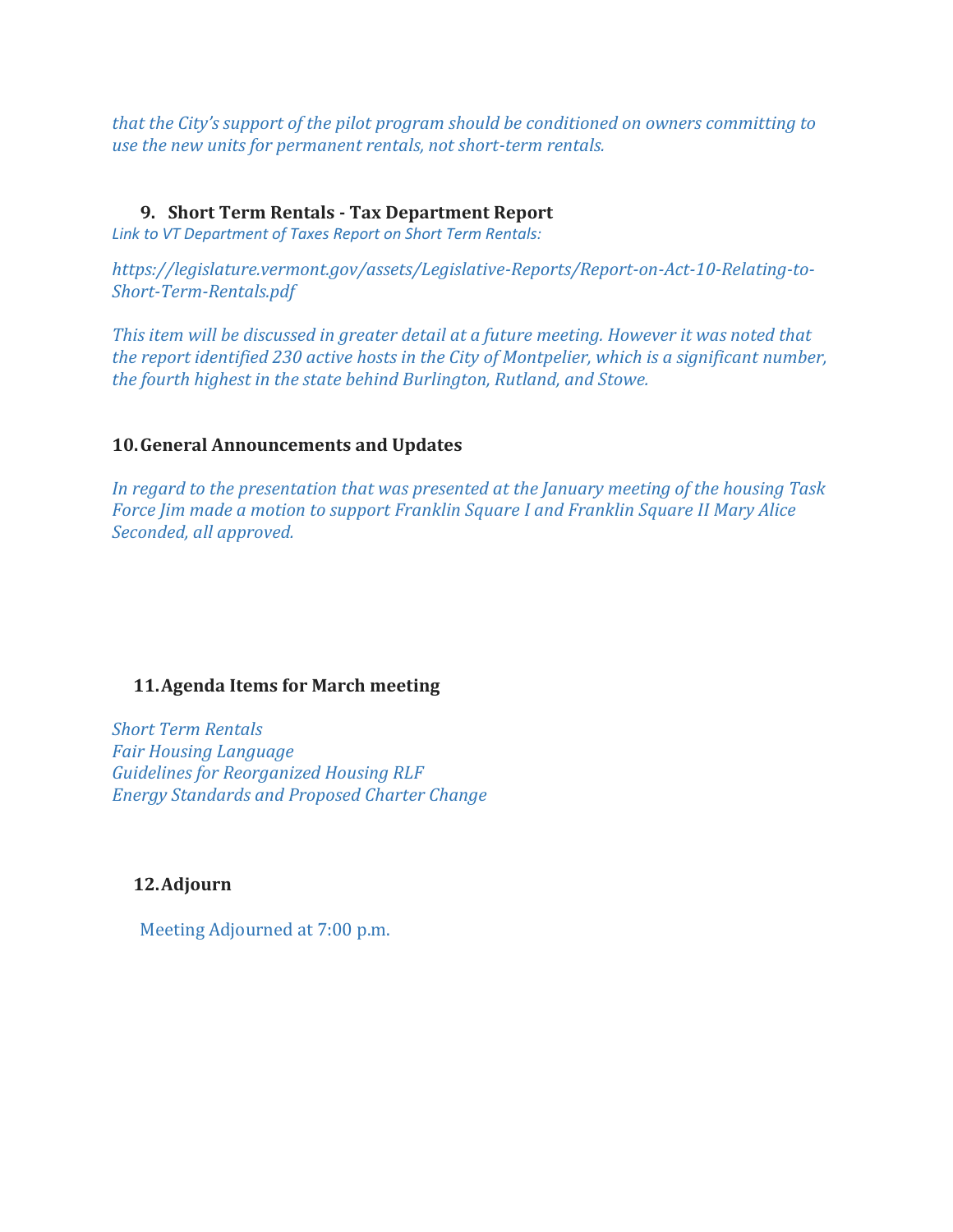*that the City's support of the pilot program should be conditioned on owners committing to use the new units for permanent rentals, not short-term rentals.*

## 9. Short Term Rentals - Tax Department Report

*Link to VT Department of Taxes Report on Short Term Rentals:*

*https://legislature.vermont.gov/assets/Legislative-Reports/Report-on-Act-10-Relating-to-Short-Term-Rentals.pdf*

*This item will be discussed in greater detail at a future meeting. However it was noted that the report identified 230 active hosts in the City of Montpelier, which is a significant number, the fourth highest in the state behind Burlington, Rutland, and Stowe.*

## 10. General Announcements and Updates

*In regard to the presentation that was presented at the January meeting of the housing Task Force Jim made a motion to support Franklin Square I and Franklin Square II Mary Alice Seconded, all approved.*

## 11. Agenda Items for March meeting

*Short Term Rentals*
*Fair Housing Language*
*Guidelines for Reorganized Housing RLF*
*Energy Standards and Proposed Charter Change*

## 12. Adjourn

Meeting Adjourned at 7:00 p.m.